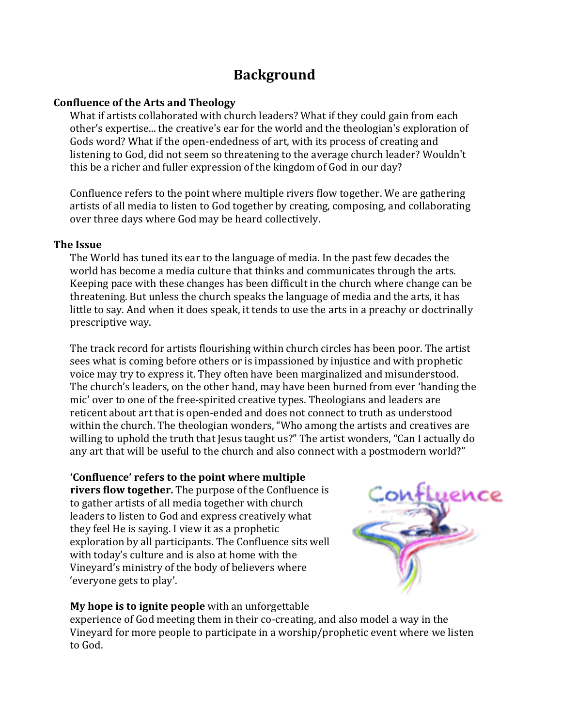# Background

### Confluence of the Arts and Theology

What if artists collaborated with church leaders? What if they could gain from each other's expertise... the creative's ear for the world and the theologian's exploration of Gods word? What if the open-endedness of art, with its process of creating and listening to God, did not seem so threatening to the average church leader? Wouldn't this be a richer and fuller expression of the kingdom of God in our day?

Confluence refers to the point where multiple rivers flow together. We are gathering artists of all media to listen to God together by creating, composing, and collaborating over three days where God may be heard collectively.

### The Issue

The World has tuned its ear to the language of media. In the past few decades the world has become a media culture that thinks and communicates through the arts. Keeping pace with these changes has been difficult in the church where change can be threatening. But unless the church speaks the language of media and the arts, it has little to say. And when it does speak, it tends to use the arts in a preachy or doctrinally prescriptive way.

The track record for artists flourishing within church circles has been poor. The artist sees what is coming before others or is impassioned by injustice and with prophetic voice may try to express it. They often have been marginalized and misunderstood. The church's leaders, on the other hand, may have been burned from ever 'handing the mic' over to one of the free-spirited creative types. Theologians and leaders are reticent about art that is open-ended and does not connect to truth as understood within the church. The theologian wonders, "Who among the artists and creatives are willing to uphold the truth that Jesus taught us?" The artist wonders, "Can I actually do any art that will be useful to the church and also connect with a postmodern world?"

**'Confluence' refers to the point where multiple rivers flow together.** The purpose of the Confluence is to gather artists of all media together with church leaders to listen to God and express creatively what they feel He is saying. I view it as a prophetic exploration by all participants. The Confluence sits well with today's culture and is also at home with the Vineyard's ministry of the body of believers where 'everyone gets to play'.

**My hope is to ignite people** with an unforgettable experience of God meeting them in their co-creating, and also model a way in the Vineyard for more people to participate in a worship/prophetic event where we listen to God.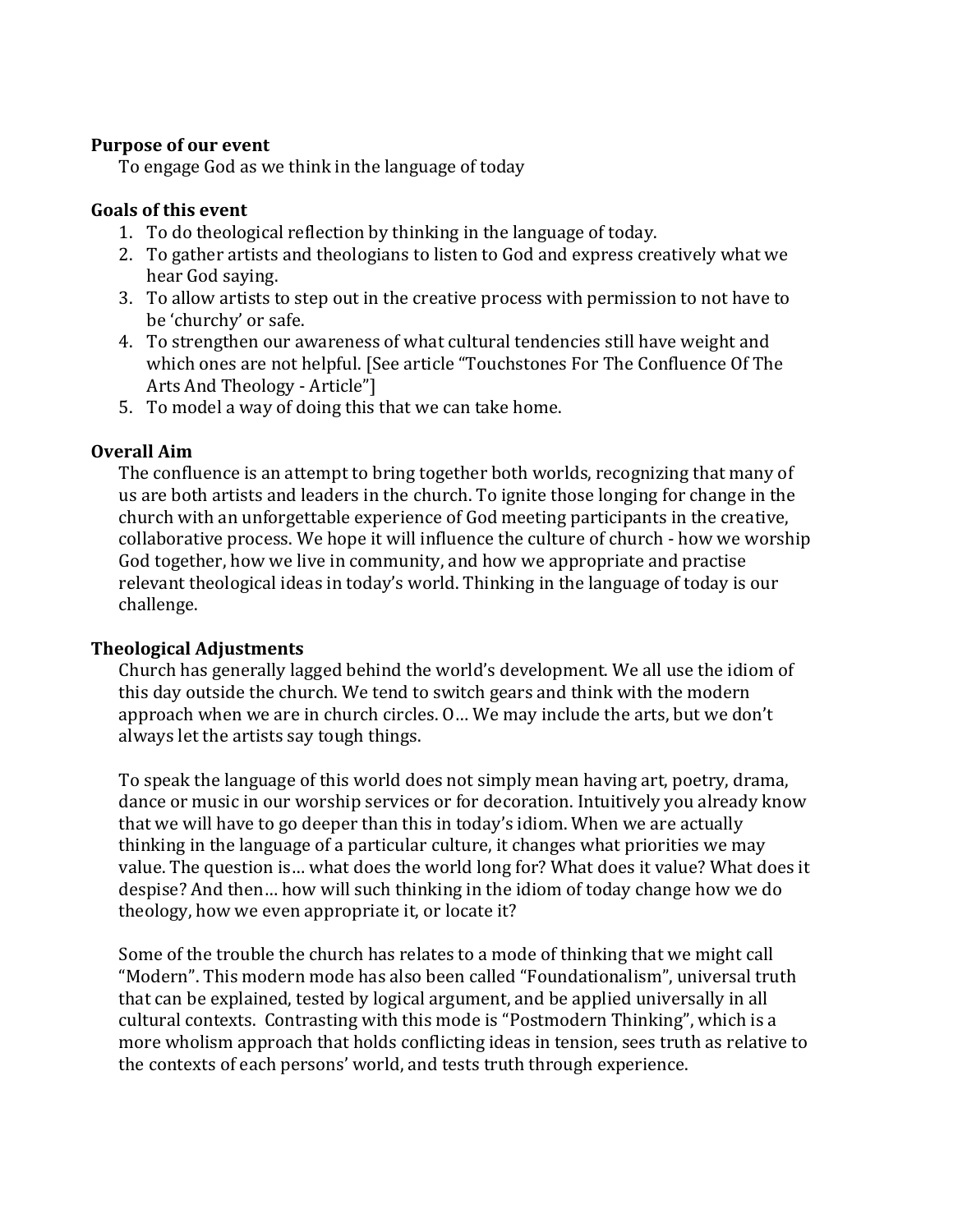**Purpose of our event**

To engage God as we think in the language of today

**Goals of this event**

1. To do theological reflection by thinking in the language of today.
2. To gather artists and theologians to listen to God and express creatively what we hear God saying.
3. To allow artists to step out in the creative process with permission to not have to be 'churchy' or safe.
4. To strengthen our awareness of what cultural tendencies still have weight and which ones are not helpful. [See article "Touchstones For The Confluence Of The Arts And Theology - Article"]
5. To model a way of doing this that we can take home.

**Overall Aim**

The confluence is an attempt to bring together both worlds, recognizing that many of us are both artists and leaders in the church. To ignite those longing for change in the church with an unforgettable experience of God meeting participants in the creative, collaborative process. We hope it will influence the culture of church - how we worship God together, how we live in community, and how we appropriate and practise relevant theological ideas in today's world. Thinking in the language of today is our challenge.

**Theological Adjustments**

Church has generally lagged behind the world's development. We all use the idiom of this day outside the church. We tend to switch gears and think with the modern approach when we are in church circles. O… We may include the arts, but we don't always let the artists say tough things.

To speak the language of this world does not simply mean having art, poetry, drama, dance or music in our worship services or for decoration. Intuitively you already know that we will have to go deeper than this in today's idiom. When we are actually thinking in the language of a particular culture, it changes what priorities we may value. The question is… what does the world long for? What does it value? What does it despise? And then… how will such thinking in the idiom of today change how we do theology, how we even appropriate it, or locate it?

Some of the trouble the church has relates to a mode of thinking that we might call "Modern". This modern mode has also been called "Foundationalism", universal truth that can be explained, tested by logical argument, and be applied universally in all cultural contexts. Contrasting with this mode is "Postmodern Thinking", which is a more wholism approach that holds conflicting ideas in tension, sees truth as relative to the contexts of each persons' world, and tests truth through experience.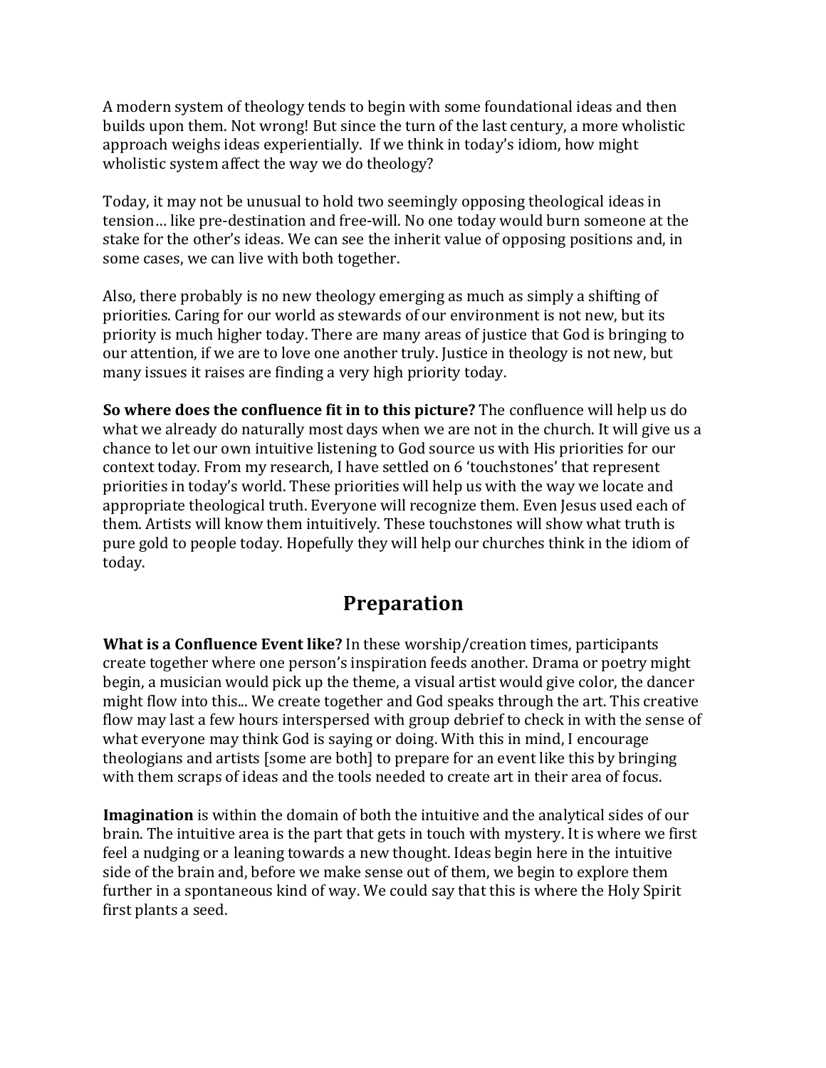A modern system of theology tends to begin with some foundational ideas and then builds upon them. Not wrong! But since the turn of the last century, a more wholistic approach weighs ideas experientially. If we think in today's idiom, how might wholistic system affect the way we do theology?

Today, it may not be unusual to hold two seemingly opposing theological ideas in tension… like pre-destination and free-will. No one today would burn someone at the stake for the other's ideas. We can see the inherit value of opposing positions and, in some cases, we can live with both together.

Also, there probably is no new theology emerging as much as simply a shifting of priorities. Caring for our world as stewards of our environment is not new, but its priority is much higher today. There are many areas of justice that God is bringing to our attention, if we are to love one another truly. Justice in theology is not new, but many issues it raises are finding a very high priority today.

**So where does the confluence fit in to this picture?** The confluence will help us do what we already do naturally most days when we are not in the church. It will give us a chance to let our own intuitive listening to God source us with His priorities for our context today. From my research, I have settled on 6 'touchstones' that represent priorities in today's world. These priorities will help us with the way we locate and appropriate theological truth. Everyone will recognize them. Even Jesus used each of them. Artists will know them intuitively. These touchstones will show what truth is pure gold to people today. Hopefully they will help our churches think in the idiom of today.

## Preparation

**What is a Confluence Event like?** In these worship/creation times, participants create together where one person's inspiration feeds another. Drama or poetry might begin, a musician would pick up the theme, a visual artist would give color, the dancer might flow into this... We create together and God speaks through the art. This creative flow may last a few hours interspersed with group debrief to check in with the sense of what everyone may think God is saying or doing. With this in mind, I encourage theologians and artists [some are both] to prepare for an event like this by bringing with them scraps of ideas and the tools needed to create art in their area of focus.

**Imagination** is within the domain of both the intuitive and the analytical sides of our brain. The intuitive area is the part that gets in touch with mystery. It is where we first feel a nudging or a leaning towards a new thought. Ideas begin here in the intuitive side of the brain and, before we make sense out of them, we begin to explore them further in a spontaneous kind of way. We could say that this is where the Holy Spirit first plants a seed.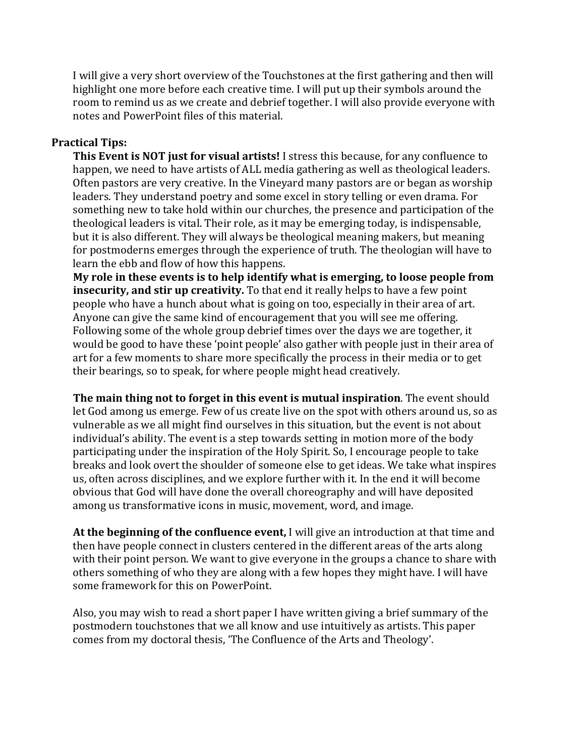I will give a very short overview of the Touchstones at the first gathering and then will highlight one more before each creative time. I will put up their symbols around the room to remind us as we create and debrief together. I will also provide everyone with notes and PowerPoint files of this material.

**Practical Tips:**

**This Event is NOT just for visual artists!** I stress this because, for any confluence to happen, we need to have artists of ALL media gathering as well as theological leaders. Often pastors are very creative. In the Vineyard many pastors are or began as worship leaders. They understand poetry and some excel in story telling or even drama. For something new to take hold within our churches, the presence and participation of the theological leaders is vital. Their role, as it may be emerging today, is indispensable, but it is also different. They will always be theological meaning makers, but meaning for postmoderns emerges through the experience of truth. The theologian will have to learn the ebb and flow of how this happens.

**My role in these events is to help identify what is emerging, to loose people from insecurity, and stir up creativity.** To that end it really helps to have a few point people who have a hunch about what is going on too, especially in their area of art. Anyone can give the same kind of encouragement that you will see me offering. Following some of the whole group debrief times over the days we are together, it would be good to have these 'point people' also gather with people just in their area of art for a few moments to share more specifically the process in their media or to get their bearings, so to speak, for where people might head creatively.

**The main thing not to forget in this event is mutual inspiration**. The event should let God among us emerge. Few of us create live on the spot with others around us, so as vulnerable as we all might find ourselves in this situation, but the event is not about individual's ability. The event is a step towards setting in motion more of the body participating under the inspiration of the Holy Spirit. So, I encourage people to take breaks and look overt the shoulder of someone else to get ideas. We take what inspires us, often across disciplines, and we explore further with it. In the end it will become obvious that God will have done the overall choreography and will have deposited among us transformative icons in music, movement, word, and image.

**At the beginning of the confluence event,** I will give an introduction at that time and then have people connect in clusters centered in the different areas of the arts along with their point person. We want to give everyone in the groups a chance to share with others something of who they are along with a few hopes they might have. I will have some framework for this on PowerPoint.

Also, you may wish to read a short paper I have written giving a brief summary of the postmodern touchstones that we all know and use intuitively as artists. This paper comes from my doctoral thesis, 'The Confluence of the Arts and Theology'.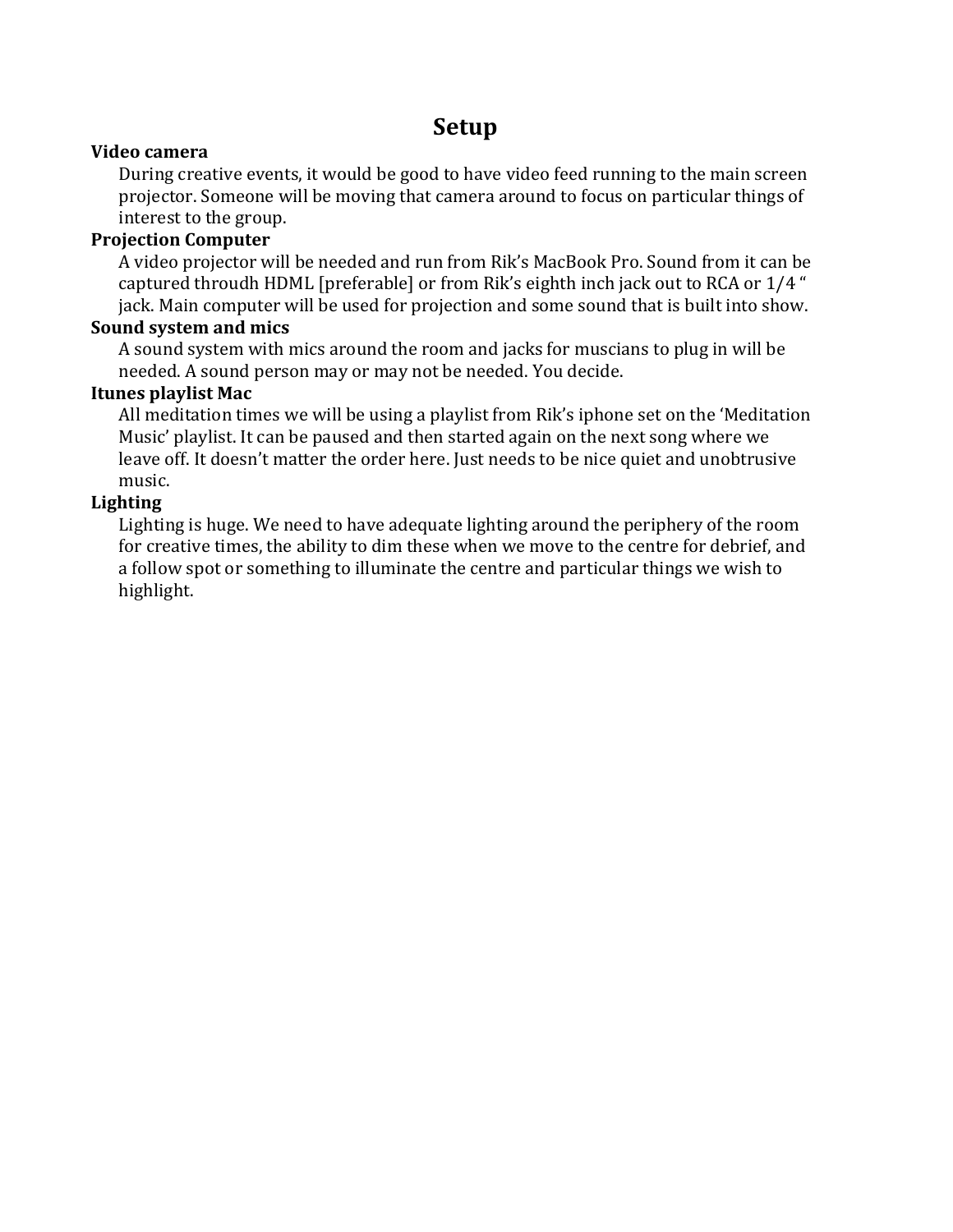# Setup

**Video camera**

During creative events, it would be good to have video feed running to the main screen projector. Someone will be moving that camera around to focus on particular things of interest to the group.

**Projection Computer**

A video projector will be needed and run from Rik's MacBook Pro. Sound from it can be captured throudh HDML [preferable] or from Rik's eighth inch jack out to RCA or 1/4 " jack. Main computer will be used for projection and some sound that is built into show.

**Sound system and mics**

A sound system with mics around the room and jacks for muscians to plug in will be needed. A sound person may or may not be needed. You decide.

**Itunes playlist Mac**

All meditation times we will be using a playlist from Rik's iphone set on the 'Meditation Music' playlist. It can be paused and then started again on the next song where we leave off. It doesn't matter the order here. Just needs to be nice quiet and unobtrusive music.

**Lighting**

Lighting is huge. We need to have adequate lighting around the periphery of the room for creative times, the ability to dim these when we move to the centre for debrief, and a follow spot or something to illuminate the centre and particular things we wish to highlight.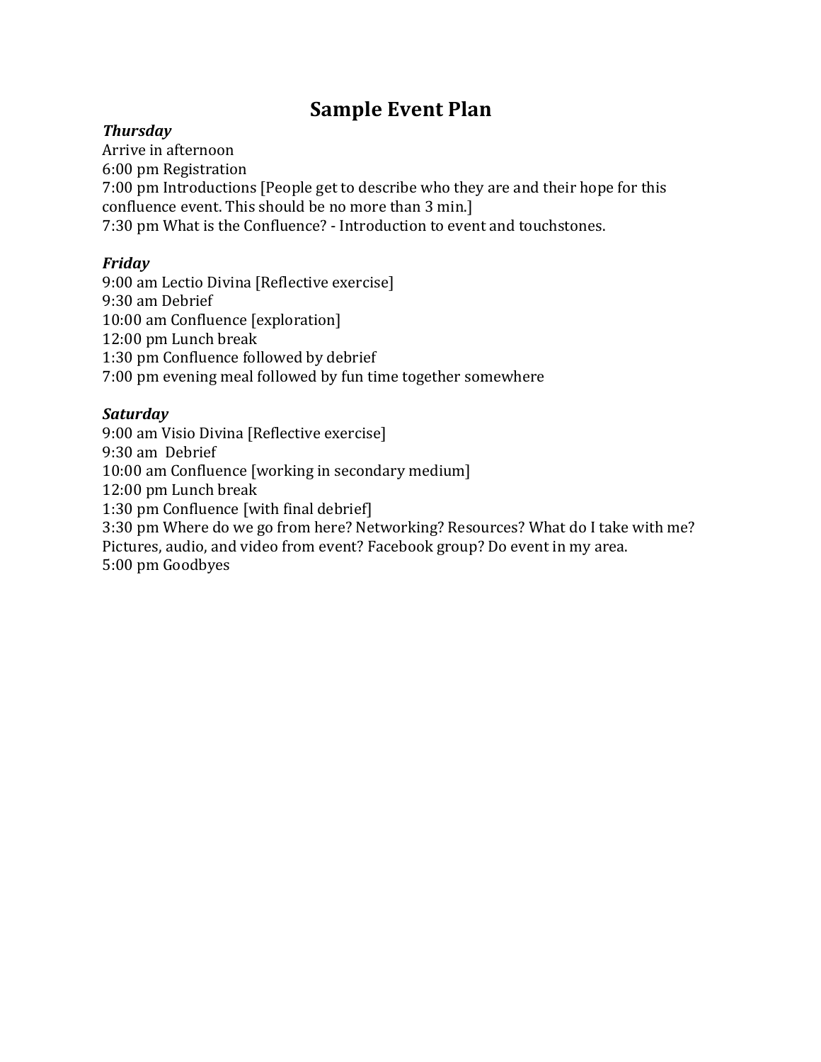# Sample Event Plan

***Thursday***

Arrive in afternoon
6:00 pm Registration
7:00 pm Introductions [People get to describe who they are and their hope for this confluence event. This should be no more than 3 min.]
7:30 pm What is the Confluence? - Introduction to event and touchstones.

***Friday***

9:00 am Lectio Divina [Reflective exercise]
9:30 am Debrief
10:00 am Confluence [exploration]
12:00 pm Lunch break
1:30 pm Confluence followed by debrief
7:00 pm evening meal followed by fun time together somewhere

***Saturday***

9:00 am Visio Divina [Reflective exercise]
9:30 am Debrief
10:00 am Confluence [working in secondary medium]
12:00 pm Lunch break
1:30 pm Confluence [with final debrief]
3:30 pm Where do we go from here? Networking? Resources? What do I take with me? Pictures, audio, and video from event? Facebook group? Do event in my area.
5:00 pm Goodbyes